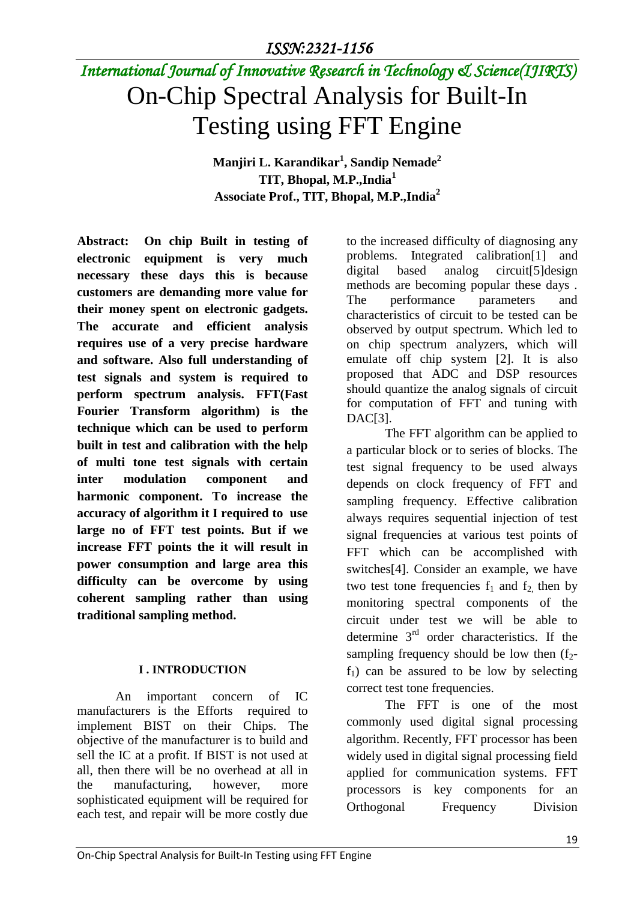# On-Chip Spectral Analysis for Built-In Testing using FFT Engine

**Manjiri L. Karandikar[1], Sandip Nemade[2]**
**TIT, Bhopal, M.P.,India[1]**
**Associate Prof., TIT, Bhopal, M.P.,India[2]**

**Abstract: On chip Built in testing of electronic equipment is very much necessary these days this is because customers are demanding more value for their money spent on electronic gadgets. The accurate and efficient analysis requires use of a very precise hardware and software. Also full understanding of test signals and system is required to perform spectrum analysis. FFT(Fast Fourier Transform algorithm) is the technique which can be used to perform built in test and calibration with the help of multi tone test signals with certain inter modulation component and harmonic component. To increase the accuracy of algorithm it I required to use large no of FFT test points. But if we increase FFT points the it will result in power consumption and large area this difficulty can be overcome by using coherent sampling rather than using traditional sampling method.**

## I . INTRODUCTION

An important concern of IC manufacturers is the Efforts required to implement BIST on their Chips. The objective of the manufacturer is to build and sell the IC at a profit. If BIST is not used at all, then there will be no overhead at all in the manufacturing, however, more sophisticated equipment will be required for each test, and repair will be more costly due to the increased difficulty of diagnosing any problems. Integrated calibration[1] and digital based analog circuit[5]design methods are becoming popular these days . The performance parameters and characteristics of circuit to be tested can be observed by output spectrum. Which led to on chip spectrum analyzers, which will emulate off chip system [2]. It is also proposed that ADC and DSP resources should quantize the analog signals of circuit for computation of FFT and tuning with DAC[3].

The FFT algorithm can be applied to a particular block or to series of blocks. The test signal frequency to be used always depends on clock frequency of FFT and sampling frequency. Effective calibration always requires sequential injection of test signal frequencies at various test points of FFT which can be accomplished with switches[4]. Consider an example, we have two test tone frequencies $f_1$ and $f_2$, then by monitoring spectral components of the circuit under test we will be able to determine $3^{rd}$ order characteristics. If the sampling frequency should be low then ($f_2$-$f_1$) can be assured to be low by selecting correct test tone frequencies.

The FFT is one of the most commonly used digital signal processing algorithm. Recently, FFT processor has been widely used in digital signal processing field applied for communication systems. FFT processors is key components for an Orthogonal Frequency Division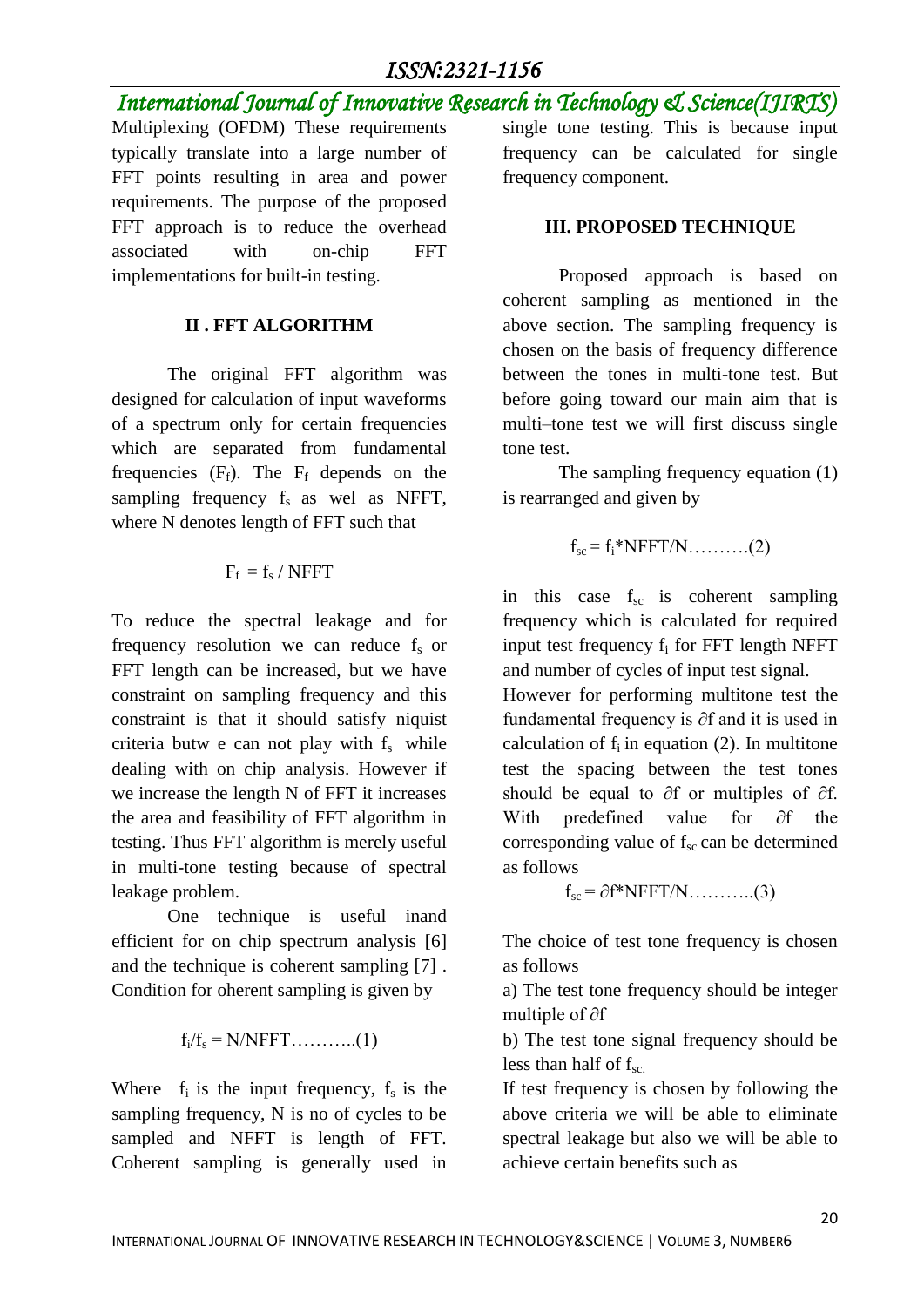Multiplexing (OFDM) These requirements typically translate into a large number of FFT points resulting in area and power requirements. The purpose of the proposed FFT approach is to reduce the overhead associated with on-chip FFT implementations for built-in testing.

## II . FFT ALGORITHM

The original FFT algorithm was designed for calculation of input waveforms of a spectrum only for certain frequencies which are separated from fundamental frequencies ($F_f$). The $F_f$ depends on the sampling frequency $f_s$ as wel as NFFT, where N denotes length of FFT such that

$$F_f = f_s / NFFT$$

To reduce the spectral leakage and for frequency resolution we can reduce $f_s$ or FFT length can be increased, but we have constraint on sampling frequency and this constraint is that it should satisfy niquist criteria butw e can not play with $f_s$ while dealing with on chip analysis. However if we increase the length N of FFT it increases the area and feasibility of FFT algorithm in testing. Thus FFT algorithm is merely useful in multi-tone testing because of spectral leakage problem.

One technique is useful inand efficient for on chip spectrum analysis [6] and the technique is coherent sampling [7] . Condition for oherent sampling is given by

$$f_i/f_s = N/NFFT \ldots\ldots\ldots..(1)$$

Where $f_i$ is the input frequency, $f_s$ is the sampling frequency, N is no of cycles to be sampled and NFFT is length of FFT. Coherent sampling is generally used in single tone testing. This is because input frequency can be calculated for single frequency component.

## III. PROPOSED TECHNIQUE

Proposed approach is based on coherent sampling as mentioned in the above section. The sampling frequency is chosen on the basis of frequency difference between the tones in multi-tone test. But before going toward our main aim that is multi–tone test we will first discuss single tone test.

The sampling frequency equation (1) is rearranged and given by

$$f_{sc} = f_i * NFFT/N \ldots\ldots\ldots.(2)$$

in this case $f_{sc}$ is coherent sampling frequency which is calculated for required input test frequency $f_i$ for FFT length NFFT and number of cycles of input test signal.

However for performing multitone test the fundamental frequency is $\partial f$ and it is used in calculation of $f_i$ in equation (2). In multitone test the spacing between the test tones should be equal to $\partial f$ or multiples of $\partial f$. With predefined value for $\partial f$ the corresponding value of $f_{sc}$ can be determined as follows

$$f_{sc} = \partial f * NFFT/N \ldots\ldots\ldots..(3)$$

The choice of test tone frequency is chosen as follows

a) The test tone frequency should be integer multiple of $\partial f$

b) The test tone signal frequency should be less than half of $f_{sc.}$

If test frequency is chosen by following the above criteria we will be able to eliminate spectral leakage but also we will be able to achieve certain benefits such as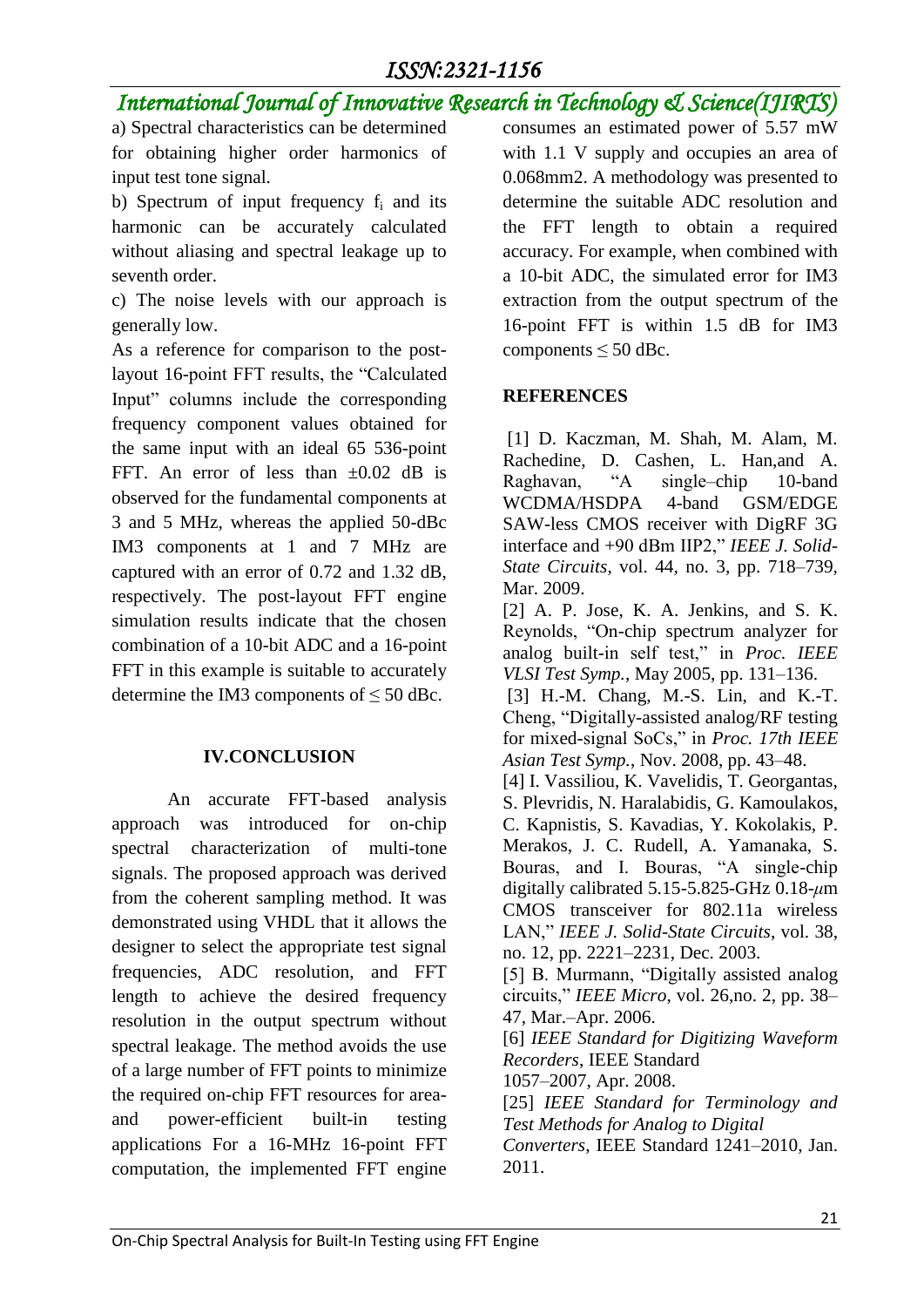a) Spectral characteristics can be determined for obtaining higher order harmonics of input test tone signal.

b) Spectrum of input frequency $f_i$ and its harmonic can be accurately calculated without aliasing and spectral leakage up to seventh order.

c) The noise levels with our approach is generally low.

As a reference for comparison to the post-layout 16-point FFT results, the "Calculated Input" columns include the corresponding frequency component values obtained for the same input with an ideal 65 536-point FFT. An error of less than ±0.02 dB is observed for the fundamental components at 3 and 5 MHz, whereas the applied 50-dBc IM3 components at 1 and 7 MHz are captured with an error of 0.72 and 1.32 dB, respectively. The post-layout FFT engine simulation results indicate that the chosen combination of a 10-bit ADC and a 16-point FFT in this example is suitable to accurately determine the IM3 components of ≤ 50 dBc.

## IV.CONCLUSION

An accurate FFT-based analysis approach was introduced for on-chip spectral characterization of multi-tone signals. The proposed approach was derived from the coherent sampling method. It was demonstrated using VHDL that it allows the designer to select the appropriate test signal frequencies, ADC resolution, and FFT length to achieve the desired frequency resolution in the output spectrum without spectral leakage. The method avoids the use of a large number of FFT points to minimize the required on-chip FFT resources for area- and power-efficient built-in testing applications For a 16-MHz 16-point FFT computation, the implemented FFT engine consumes an estimated power of 5.57 mW with 1.1 V supply and occupies an area of 0.068mm2. A methodology was presented to determine the suitable ADC resolution and the FFT length to obtain a required accuracy. For example, when combined with a 10-bit ADC, the simulated error for IM3 extraction from the output spectrum of the 16-point FFT is within 1.5 dB for IM3 components ≤ 50 dBc.

## REFERENCES

[1] D. Kaczman, M. Shah, M. Alam, M. Rachedine, D. Cashen, L. Han,and A. Raghavan, "A single–chip 10-band WCDMA/HSDPA 4-band GSM/EDGE SAW-less CMOS receiver with DigRF 3G interface and +90 dBm IIP2," *IEEE J. Solid-State Circuits*, vol. 44, no. 3, pp. 718–739, Mar. 2009.

[2] A. P. Jose, K. A. Jenkins, and S. K. Reynolds, "On-chip spectrum analyzer for analog built-in self test," in *Proc. IEEE VLSI Test Symp.*, May 2005, pp. 131–136.

[3] H.-M. Chang, M.-S. Lin, and K.-T. Cheng, "Digitally-assisted analog/RF testing for mixed-signal SoCs," in *Proc. 17th IEEE Asian Test Symp.*, Nov. 2008, pp. 43–48.

[4] I. Vassiliou, K. Vavelidis, T. Georgantas, S. Plevridis, N. Haralabidis, G. Kamoulakos, C. Kapnistis, S. Kavadias, Y. Kokolakis, P. Merakos, J. C. Rudell, A. Yamanaka, S. Bouras, and I. Bouras, "A single-chip digitally calibrated 5.15-5.825-GHz 0.18-$\mu$m CMOS transceiver for 802.11a wireless LAN," *IEEE J. Solid-State Circuits*, vol. 38, no. 12, pp. 2221–2231, Dec. 2003.

[5] B. Murmann, "Digitally assisted analog circuits," *IEEE Micro*, vol. 26,no. 2, pp. 38–47, Mar.–Apr. 2006.

[6] *IEEE Standard for Digitizing Waveform Recorders*, IEEE Standard 1057–2007, Apr. 2008.

[25] *IEEE Standard for Terminology and Test Methods for Analog to Digital Converters*, IEEE Standard 1241–2010, Jan. 2011.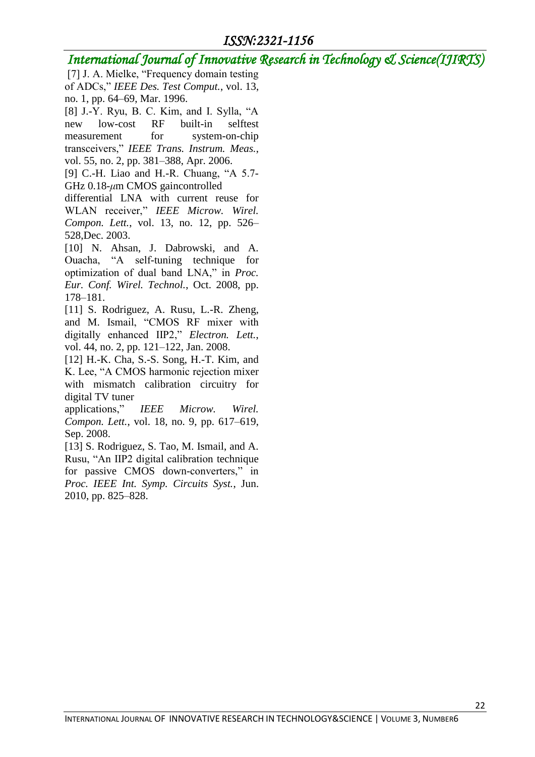[7] J. A. Mielke, "Frequency domain testing of ADCs," *IEEE Des. Test Comput.*, vol. 13, no. 1, pp. 64–69, Mar. 1996.

[8] J.-Y. Ryu, B. C. Kim, and I. Sylla, "A new low-cost RF built-in selftest measurement for system-on-chip transceivers," *IEEE Trans. Instrum. Meas.*, vol. 55, no. 2, pp. 381–388, Apr. 2006.

[9] C.-H. Liao and H.-R. Chuang, "A 5.7-GHz 0.18-$\mu$m CMOS gaincontrolled differential LNA with current reuse for WLAN receiver," *IEEE Microw. Wirel. Compon. Lett.*, vol. 13, no. 12, pp. 526–528,Dec. 2003.

[10] N. Ahsan, J. Dabrowski, and A. Ouacha, "A self-tuning technique for optimization of dual band LNA," in *Proc. Eur. Conf. Wirel. Technol.*, Oct. 2008, pp. 178–181.

[11] S. Rodriguez, A. Rusu, L.-R. Zheng, and M. Ismail, "CMOS RF mixer with digitally enhanced IIP2," *Electron. Lett.*, vol. 44, no. 2, pp. 121–122, Jan. 2008.

[12] H.-K. Cha, S.-S. Song, H.-T. Kim, and K. Lee, "A CMOS harmonic rejection mixer with mismatch calibration circuitry for digital TV tuner applications," *IEEE Microw. Wirel. Compon. Lett.*, vol. 18, no. 9, pp. 617–619, Sep. 2008.

[13] S. Rodriguez, S. Tao, M. Ismail, and A. Rusu, "An IIP2 digital calibration technique for passive CMOS down-converters," in *Proc. IEEE Int. Symp. Circuits Syst.*, Jun. 2010, pp. 825–828.